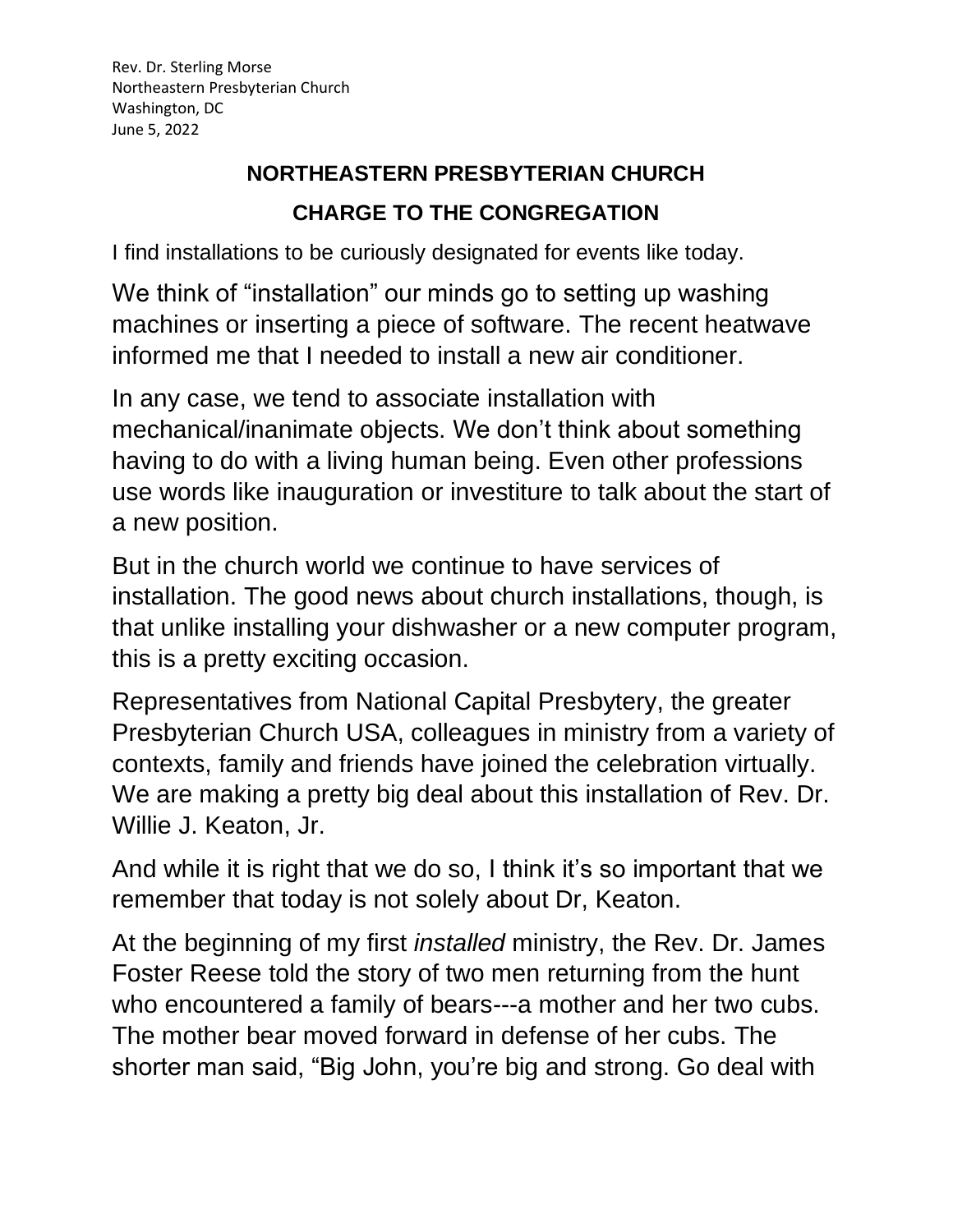Rev. Dr. Sterling Morse
Northeastern Presbyterian Church
Washington, DC
June 5, 2022

## NORTHEASTERN PRESBYTERIAN CHURCH

## CHARGE TO THE CONGREGATION

I find installations to be curiously designated for events like today.

We think of “installation” our minds go to setting up washing machines or inserting a piece of software. The recent heatwave informed me that I needed to install a new air conditioner.

In any case, we tend to associate installation with mechanical/inanimate objects. We don’t think about something having to do with a living human being. Even other professions use words like inauguration or investiture to talk about the start of a new position.

But in the church world we continue to have services of installation. The good news about church installations, though, is that unlike installing your dishwasher or a new computer program, this is a pretty exciting occasion.

Representatives from National Capital Presbytery, the greater Presbyterian Church USA, colleagues in ministry from a variety of contexts, family and friends have joined the celebration virtually. We are making a pretty big deal about this installation of Rev. Dr. Willie J. Keaton, Jr.

And while it is right that we do so, I think it’s so important that we remember that today is not solely about Dr, Keaton.

At the beginning of my first *installed* ministry, the Rev. Dr. James Foster Reese told the story of two men returning from the hunt who encountered a family of bears---a mother and her two cubs. The mother bear moved forward in defense of her cubs. The shorter man said, “Big John, you’re big and strong. Go deal with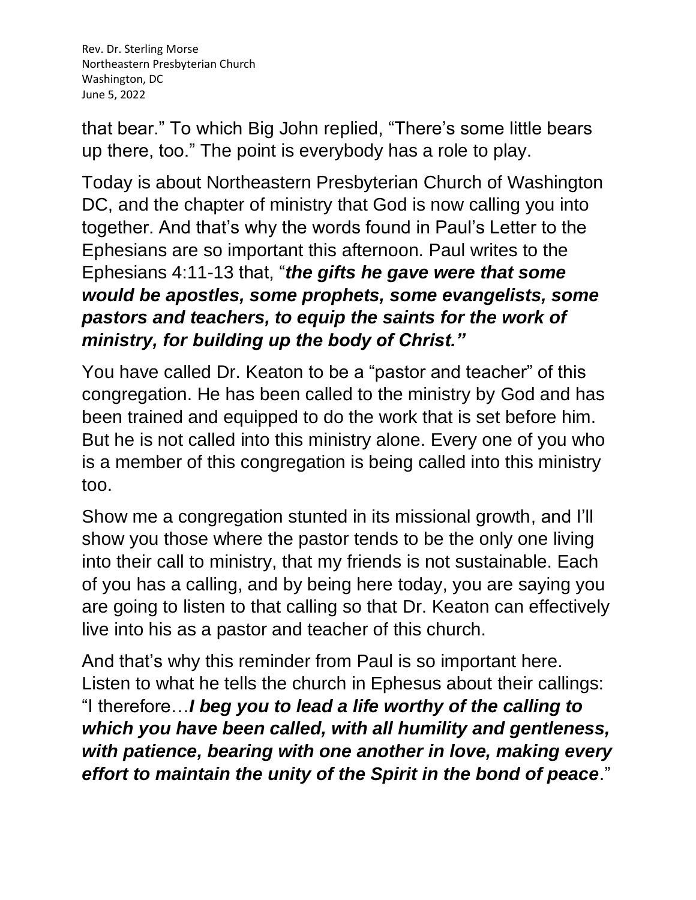that bear." To which Big John replied, "There's some little bears up there, too." The point is everybody has a role to play.

Today is about Northeastern Presbyterian Church of Washington DC, and the chapter of ministry that God is now calling you into together. And that's why the words found in Paul's Letter to the Ephesians are so important this afternoon. Paul writes to the Ephesians 4:11-13 that, "***the gifts he gave were that some would be apostles, some prophets, some evangelists, some pastors and teachers, to equip the saints for the work of ministry, for building up the body of Christ."***

You have called Dr. Keaton to be a "pastor and teacher" of this congregation. He has been called to the ministry by God and has been trained and equipped to do the work that is set before him. But he is not called into this ministry alone. Every one of you who is a member of this congregation is being called into this ministry too.

Show me a congregation stunted in its missional growth, and I'll show you those where the pastor tends to be the only one living into their call to ministry, that my friends is not sustainable. Each of you has a calling, and by being here today, you are saying you are going to listen to that calling so that Dr. Keaton can effectively live into his as a pastor and teacher of this church.

And that's why this reminder from Paul is so important here. Listen to what he tells the church in Ephesus about their callings: "I therefore…***I beg you to lead a life worthy of the calling to which you have been called, with all humility and gentleness, with patience, bearing with one another in love, making every effort to maintain the unity of the Spirit in the bond of peace***."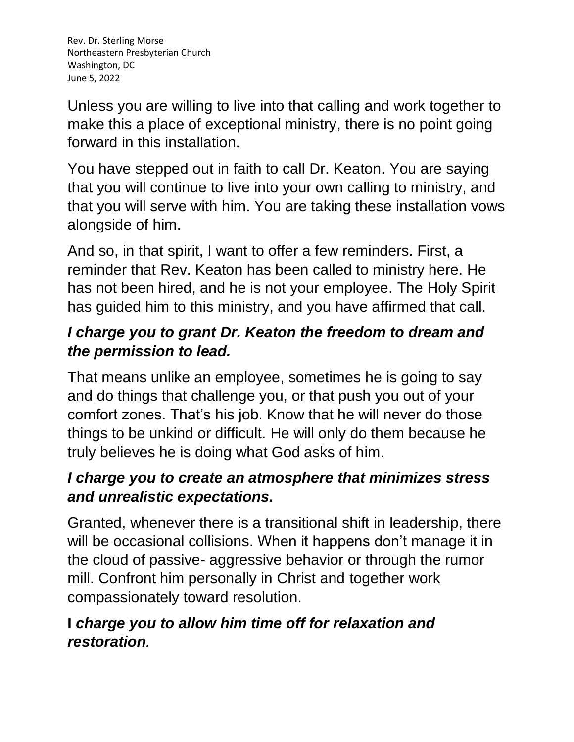Unless you are willing to live into that calling and work together to make this a place of exceptional ministry, there is no point going forward in this installation.

You have stepped out in faith to call Dr. Keaton. You are saying that you will continue to live into your own calling to ministry, and that you will serve with him. You are taking these installation vows alongside of him.

And so, in that spirit, I want to offer a few reminders. First, a reminder that Rev. Keaton has been called to ministry here. He has not been hired, and he is not your employee. The Holy Spirit has guided him to this ministry, and you have affirmed that call.

***I charge you to grant Dr. Keaton the freedom to dream and the permission to lead.***

That means unlike an employee, sometimes he is going to say and do things that challenge you, or that push you out of your comfort zones. That's his job. Know that he will never do those things to be unkind or difficult. He will only do them because he truly believes he is doing what God asks of him.

***I charge you to create an atmosphere that minimizes stress and unrealistic expectations.***

Granted, whenever there is a transitional shift in leadership, there will be occasional collisions. When it happens don't manage it in the cloud of passive- aggressive behavior or through the rumor mill. Confront him personally in Christ and together work compassionately toward resolution.

**I** ***charge you to allow him time off for relaxation and restoration.***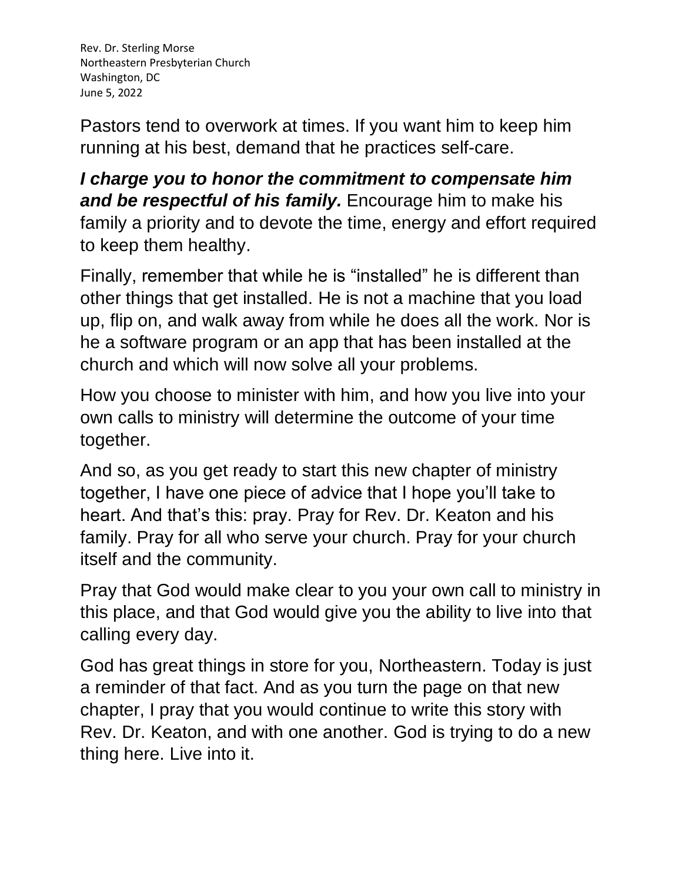Rev. Dr. Sterling Morse
Northeastern Presbyterian Church
Washington, DC
June 5, 2022

Pastors tend to overwork at times. If you want him to keep him running at his best, demand that he practices self-care.

***I charge you to honor the commitment to compensate him and be respectful of his family.*** Encourage him to make his family a priority and to devote the time, energy and effort required to keep them healthy.

Finally, remember that while he is "installed" he is different than other things that get installed. He is not a machine that you load up, flip on, and walk away from while he does all the work. Nor is he a software program or an app that has been installed at the church and which will now solve all your problems.

How you choose to minister with him, and how you live into your own calls to ministry will determine the outcome of your time together.

And so, as you get ready to start this new chapter of ministry together, I have one piece of advice that I hope you'll take to heart. And that's this: pray. Pray for Rev. Dr. Keaton and his family. Pray for all who serve your church. Pray for your church itself and the community.

Pray that God would make clear to you your own call to ministry in this place, and that God would give you the ability to live into that calling every day.

God has great things in store for you, Northeastern. Today is just a reminder of that fact. And as you turn the page on that new chapter, I pray that you would continue to write this story with Rev. Dr. Keaton, and with one another. God is trying to do a new thing here. Live into it.